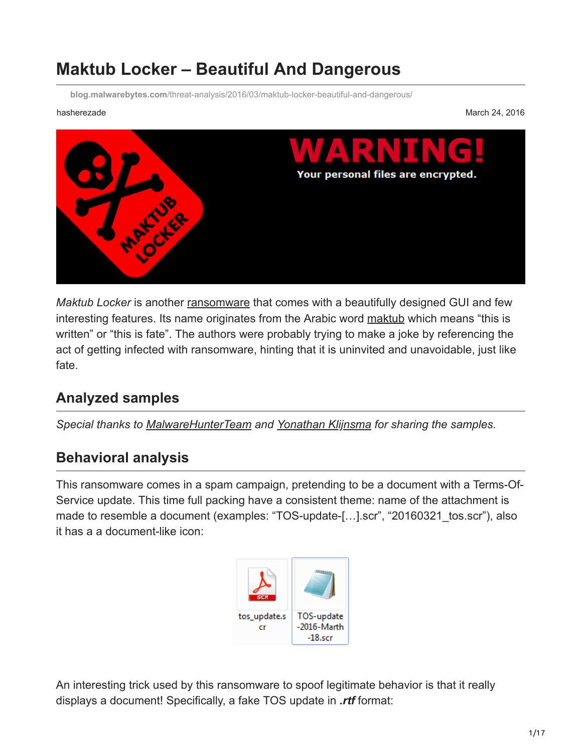# Maktub Locker – Beautiful And Dangerous

blog.malwarebytes.com/threat-analysis/2016/03/maktub-locker-beautiful-and-dangerous/

hasherezade

March 24, 2016

*Maktub Locker* is another ransomware that comes with a beautifully designed GUI and few interesting features. Its name originates from the Arabic word maktub which means "this is written" or "this is fate". The authors were probably trying to make a joke by referencing the act of getting infected with ransomware, hinting that it is uninvited and unavoidable, just like fate.

## Analyzed samples

*Special thanks to MalwareHunterTeam and Yonathan Klijnsma for sharing the samples.*

## Behavioral analysis

This ransomware comes in a spam campaign, pretending to be a document with a Terms-Of-Service update. This time full packing have a consistent theme: name of the attachment is made to resemble a document (examples: "TOS-update-[…].scr", "20160321_tos.scr"), also it has a a document-like icon:

An interesting trick used by this ransomware to spoof legitimate behavior is that it really displays a document! Specifically, a fake TOS update in ***.rtf*** format: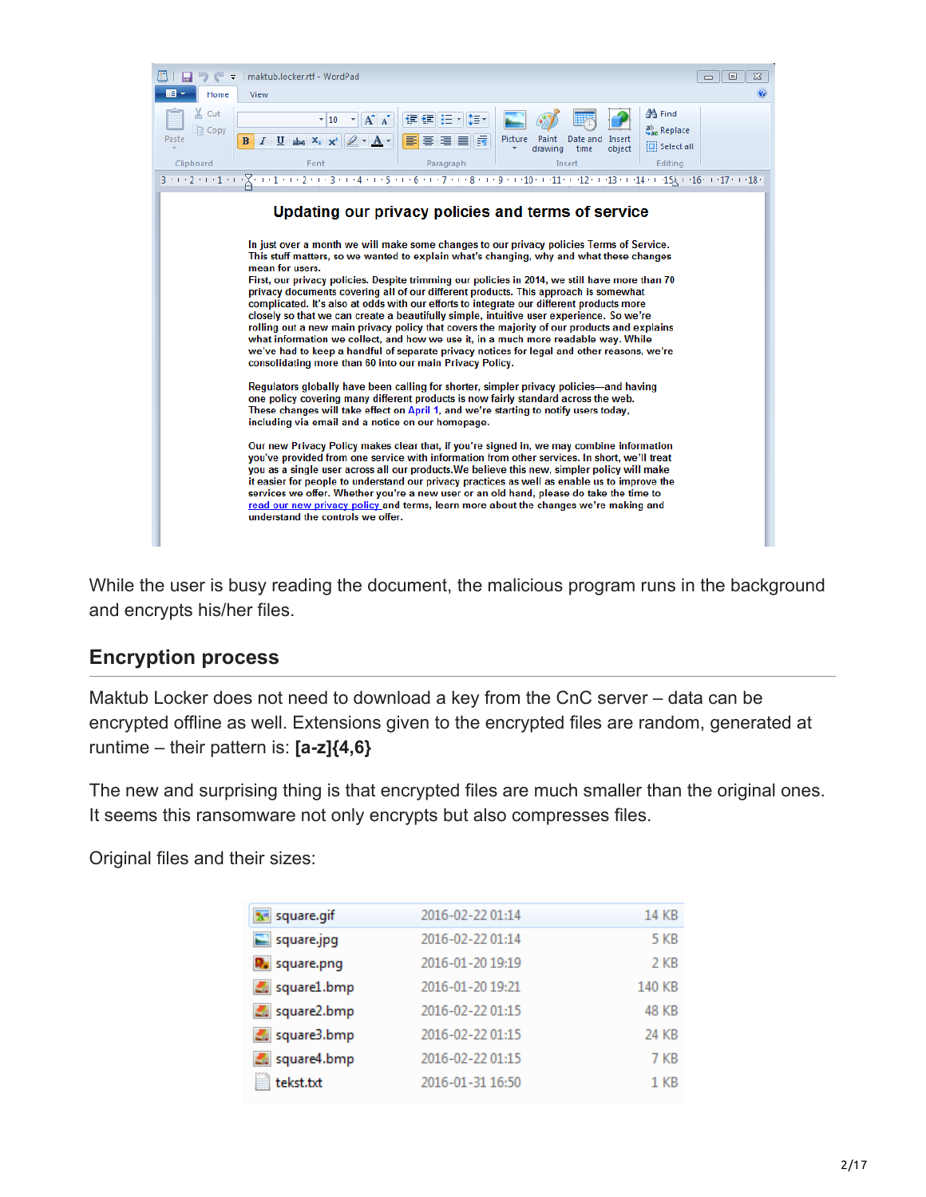While the user is busy reading the document, the malicious program runs in the background and encrypts his/her files.

## Encryption process

Maktub Locker does not need to download a key from the CnC server – data can be encrypted offline as well. Extensions given to the encrypted files are random, generated at runtime – their pattern is: **[a-z]{4,6}**

The new and surprising thing is that encrypted files are much smaller than the original ones. It seems this ransomware not only encrypts but also compresses files.

Original files and their sizes:

| Name | Date | Size |
|---|---|---|
| square.gif | 2016-02-22 01:14 | 14 KB |
| square.jpg | 2016-02-22 01:14 | 5 KB |
| square.png | 2016-01-20 19:19 | 2 KB |
| square1.bmp | 2016-01-20 19:21 | 140 KB |
| square2.bmp | 2016-02-22 01:15 | 48 KB |
| square3.bmp | 2016-02-22 01:15 | 24 KB |
| square4.bmp | 2016-02-22 01:15 | 7 KB |
| tekst.txt | 2016-01-31 16:50 | 1 KB |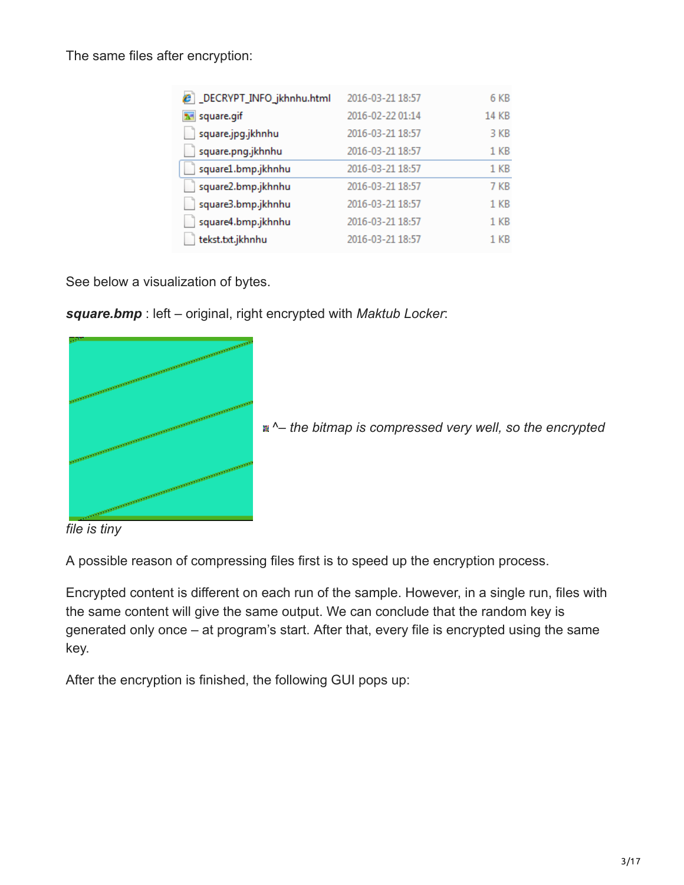The same files after encryption:

| Name | Date | Size |
| --- | --- | --- |
| _DECRYPT_INFO_jkhnhu.html | 2016-03-21 18:57 | 6 KB |
| square.gif | 2016-02-22 01:14 | 14 KB |
| square.jpg.jkhnhu | 2016-03-21 18:57 | 3 KB |
| square.png.jkhnhu | 2016-03-21 18:57 | 1 KB |
| square1.bmp.jkhnhu | 2016-03-21 18:57 | 1 KB |
| square2.bmp.jkhnhu | 2016-03-21 18:57 | 7 KB |
| square3.bmp.jkhnhu | 2016-03-21 18:57 | 1 KB |
| square4.bmp.jkhnhu | 2016-03-21 18:57 | 1 KB |
| tekst.txt.jkhnhu | 2016-03-21 18:57 | 1 KB |

See below a visualization of bytes.

***square.bmp*** : left – original, right encrypted with *Maktub Locker*:

^– *the bitmap is compressed very well, so the encrypted file is tiny*

A possible reason of compressing files first is to speed up the encryption process.

Encrypted content is different on each run of the sample. However, in a single run, files with the same content will give the same output. We can conclude that the random key is generated only once – at program's start. After that, every file is encrypted using the same key.

After the encryption is finished, the following GUI pops up: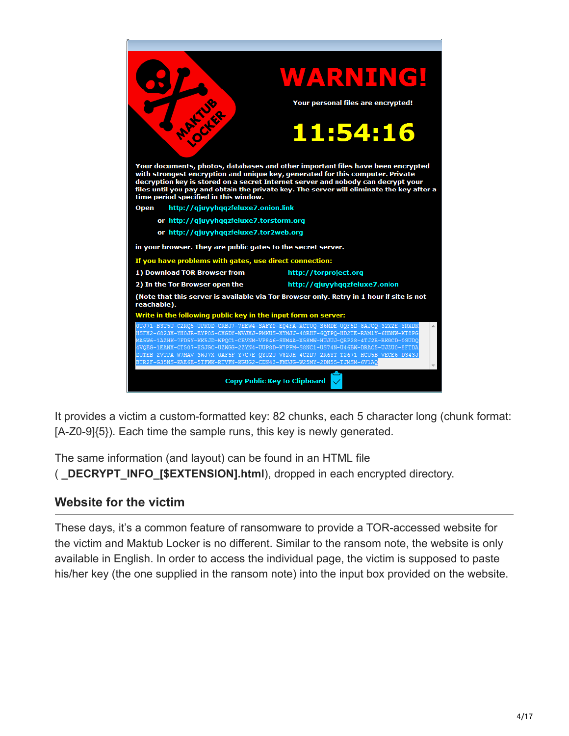WARNING!

Your personal files are encrypted!

11:54:16

Your documents, photos, databases and other important files have been encrypted with strongest encryption and unique key, generated for this computer. Private decryption key is stored on a secret Internet server and nobody can decrypt your files until you pay and obtain the private key. The server will eliminate the key after a time period specified in this window.

Open http://qjuyyhqqzfeluxe7.onion.link

or http://qjuyyhqqzfeluxe7.torstorm.org

or http://qjuyyhqqzfeluxe7.tor2web.org

in your browser. They are public gates to the secret server.

If you have problems with gates, use direct connection:

1) Download TOR Browser from http://torproject.org

2) In the Tor Browser open the http://qjuyyhqqzfeluxe7.onion

(Note that this server is available via Tor Browser only. Retry in 1 hour if site is not reachable).

Write in the following public key in the input form on server:

```
0TJ71-B3T5U-C2RQ5-UPKOD-CRBJ7-7EEW4-SAFY0-EQ4FA-XCTUQ-S6MDE-UQF5D-8AJCQ-32X2E-YRXDK
HSFX2-6823X-YH0JR-EYP05-CXGDY-WVJXJ-PMKUS-XYMJJ-48RHF-6QTPQ-HD2TE-RAM1Y-6HBNW-KT8PG
MA5W6-1AZHK-7FD5Y-KK5JD-WPQC1-CRVNM-VP846-SUM4A-X5EMW-HUJUJ-QRP28-4TJ2R-RKGCD-0SUDQ
4VQEG-1EANX-CT507-HSJGC-UZWGG-2ZYN4-UUP8D-K7PPM-S8NC1-US74N-U46BW-DRAC5-UJZU0-8FTDA
DUTEB-ZVTPA-W7MAV-3WJ7X-0AF5F-Y7C7E-QYU2U-V82JH-4C2D7-2R6YT-T2671-HCU5B-VECE6-D343J
BTR2F-G35NS-KAE6E-5TFWK-RTVFN-KGUG2-CDN43-FMUJG-W25MY-2DN55-TJMSM-6V1AQ
```

Copy Public Key to Clipboard

It provides a victim a custom-formatted key: 82 chunks, each 5 character long (chunk format: [A-Z0-9]{5}). Each time the sample runs, this key is newly generated.

The same information (and layout) can be found in an HTML file ( **_DECRYPT_INFO_[$EXTENSION].html**), dropped in each encrypted directory.

## Website for the victim

These days, it's a common feature of ransomware to provide a TOR-accessed website for the victim and Maktub Locker is no different. Similar to the ransom note, the website is only available in English. In order to access the individual page, the victim is supposed to paste his/her key (the one supplied in the ransom note) into the input box provided on the website.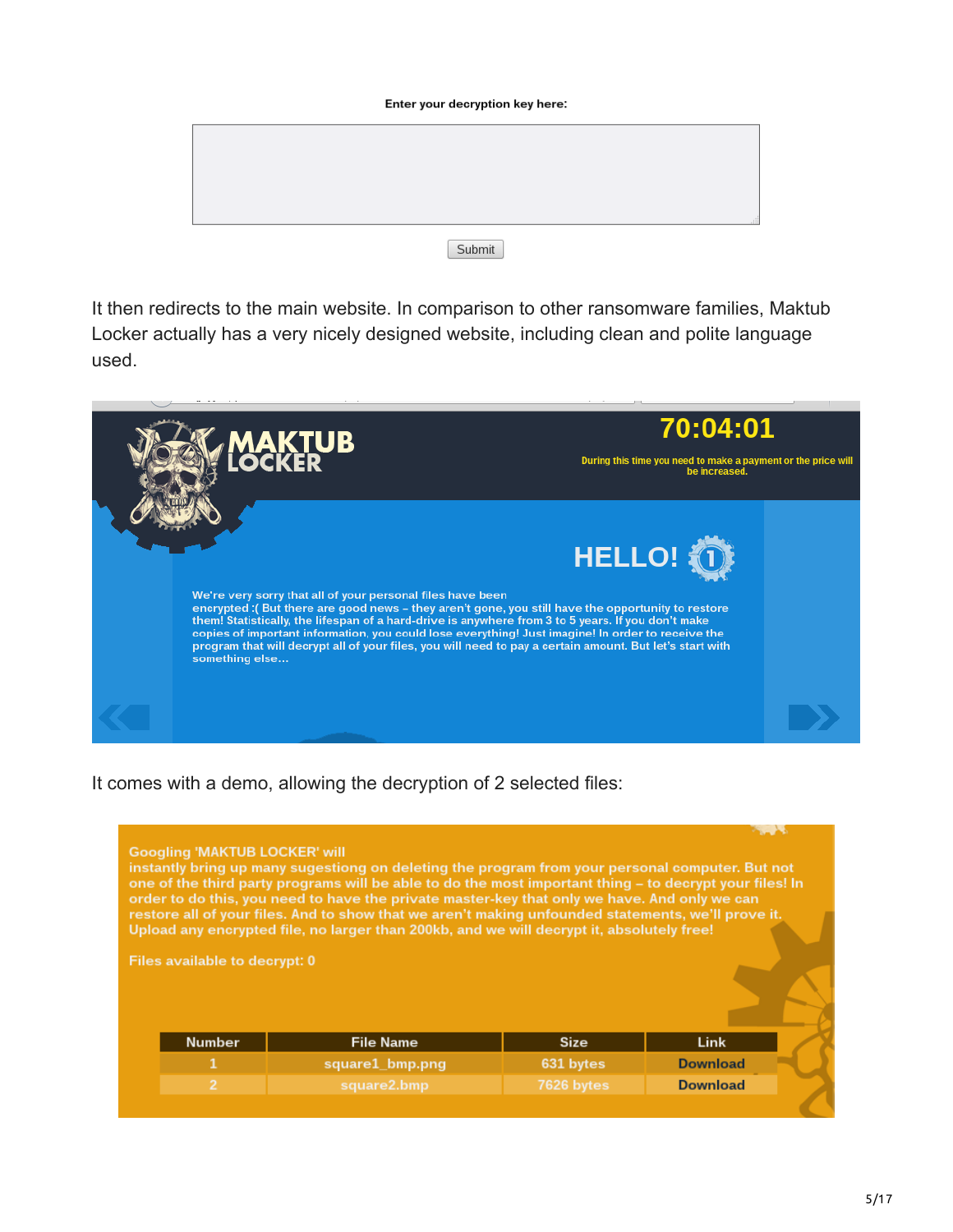Enter your decryption key here:

Submit

It then redirects to the main website. In comparison to other ransomware families, Maktub Locker actually has a very nicely designed website, including clean and polite language used.

MAKTUB LOCKER

70:04:01

During this time you need to make a payment or the price will be increased.

HELLO!

We're very sorry that all of your personal files have been encrypted :( But there are good news – they aren't gone, you still have the opportunity to restore them! Statistically, the lifespan of a hard-drive is anywhere from 3 to 5 years. If you don't make copies of important information, you could lose everything! Just imagine! In order to receive the program that will decrypt all of your files, you will need to pay a certain amount. But let's start with something else...

It comes with a demo, allowing the decryption of 2 selected files:

Googling 'MAKTUB LOCKER' will instantly bring up many sugestiong on deleting the program from your personal computer. But not one of the third party programs will be able to do the most important thing – to decrypt your files! In order to do this, you need to have the private master-key that only we have. And only we can restore all of your files. And to show that we aren't making unfounded statements, we'll prove it. Upload any encrypted file, no larger than 200kb, and we will decrypt it, absolutely free!

Files available to decrypt: 0

| Number | File Name | Size | Link |
| --- | --- | --- | --- |
| 1 | square1_bmp.png | 631 bytes | Download |
| 2 | square2.bmp | 7626 bytes | Download |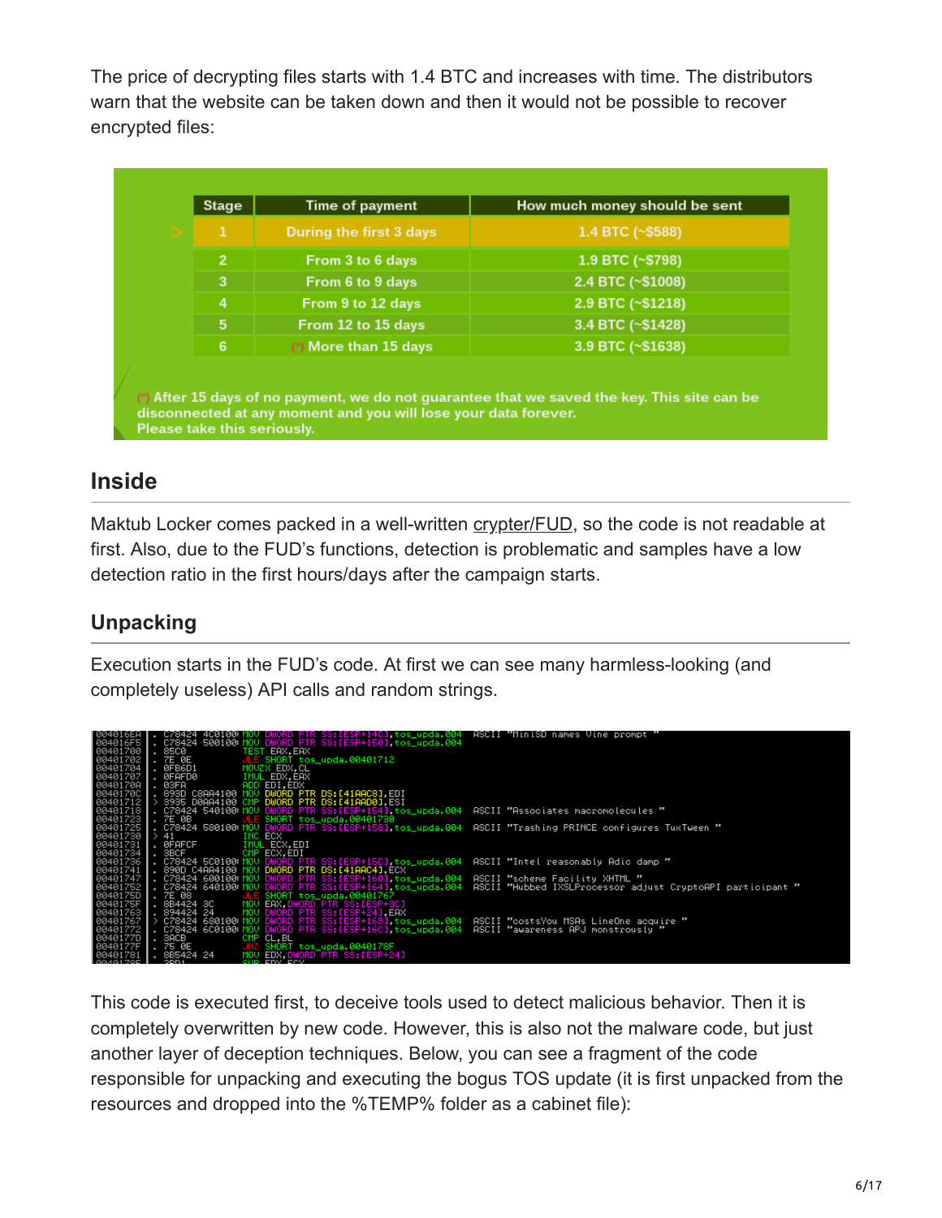The price of decrypting files starts with 1.4 BTC and increases with time. The distributors warn that the website can be taken down and then it would not be possible to recover encrypted files:

| Stage | Time of payment | How much money should be sent |
|---|---|---|
| 1 | During the first 3 days | 1.4 BTC (~$588) |
| 2 | From 3 to 6 days | 1.9 BTC (~$798) |
| 3 | From 6 to 9 days | 2.4 BTC (~$1008) |
| 4 | From 9 to 12 days | 2.9 BTC (~$1218) |
| 5 | From 12 to 15 days | 3.4 BTC (~$1428) |
| 6 | (*) More than 15 days | 3.9 BTC (~$1638) |

(*) After 15 days of no payment, we do not guarantee that we saved the key. This site can be disconnected at any moment and you will lose your data forever.
Please take this seriously.

## Inside

Maktub Locker comes packed in a well-written crypter/FUD, so the code is not readable at first. Also, due to the FUD's functions, detection is problematic and samples have a low detection ratio in the first hours/days after the campaign starts.

### Unpacking

Execution starts in the FUD's code. At first we can see many harmless-looking (and completely useless) API calls and random strings.

```
004016EA  . C78424 4C0100 MOV DWORD PTR SS:[ESP+14C],tos_upda.004   ASCII "MiniSD names Vine prompt "
004016F5  . C78424 500100 MOV DWORD PTR SS:[ESP+150],tos_upda.004
00401700  . 85C0          TEST EAX,EAX
00401702  . 7E 0E         JLE SHORT tos_upda.00401712
00401704  . 0FB6D1        MOVZX EDX,CL
00401707  . 0FAFD0        IMUL EDX,EAX
0040170A  . 03FA          ADD EDI,EDX
0040170C  . 893D C8AA4100 MOV DWORD PTR DS:[41AAC8],EDI
00401712  > 3935 D0AA4100 CMP DWORD PTR DS:[41AAD0],ESI
00401718  . C78424 540100 MOV DWORD PTR SS:[ESP+154],tos_upda.004   ASCII "Associates macromolecules "
00401723  . 7E 0B         JLE SHORT tos_upda.00401730
00401725  . C78424 580100 MOV DWORD PTR SS:[ESP+158],tos_upda.004   ASCII "Trashing PRINCE configures TuxTween "
00401730  > 41            INC ECX
00401731  . 0FAFCF        IMUL ECX,EDI
00401734  . 3BCF          CMP ECX,EDI
00401736  . C78424 5C0100 MOV DWORD PTR SS:[ESP+15C],tos_upda.004   ASCII "Intel reasonably Adic damp "
00401741  . 890D C4AA4100 MOV DWORD PTR DS:[41AAC4],ECX
00401747  . C78424 600100 MOV DWORD PTR SS:[ESP+160],tos_upda.004   ASCII "scheme Facility XHTML "
00401752  . C78424 640100 MOV DWORD PTR SS:[ESP+164],tos_upda.004   ASCII "Hubbed IXSLProcessor adjust CryptoAPI participant "
0040175D  . 7E 08         JLE SHORT tos_upda.00401767
0040175F  . 8B4424 3C     MOV EAX,DWORD PTR SS:[ESP+3C]
00401763  . 894424 24     MOV DWORD PTR SS:[ESP+24],EAX
00401767  > C78424 680100 MOV DWORD PTR SS:[ESP+168],tos_upda.004   ASCII "costsYou MSAs LineOne acquire "
00401772  . C78424 6C0100 MOV DWORD PTR SS:[ESP+16C],tos_upda.004   ASCII "awareness APJ monstrously "
0040177D  . 3ACB          CMP CL,BL
0040177F  . 75 0E         JNZ SHORT tos_upda.0040178F
00401781  . 8B5424 24     MOV EDX,DWORD PTR SS:[ESP+24]
```

This code is executed first, to deceive tools used to detect malicious behavior. Then it is completely overwritten by new code. However, this is also not the malware code, but just another layer of deception techniques. Below, you can see a fragment of the code responsible for unpacking and executing the bogus TOS update (it is first unpacked from the resources and dropped into the %TEMP% folder as a cabinet file):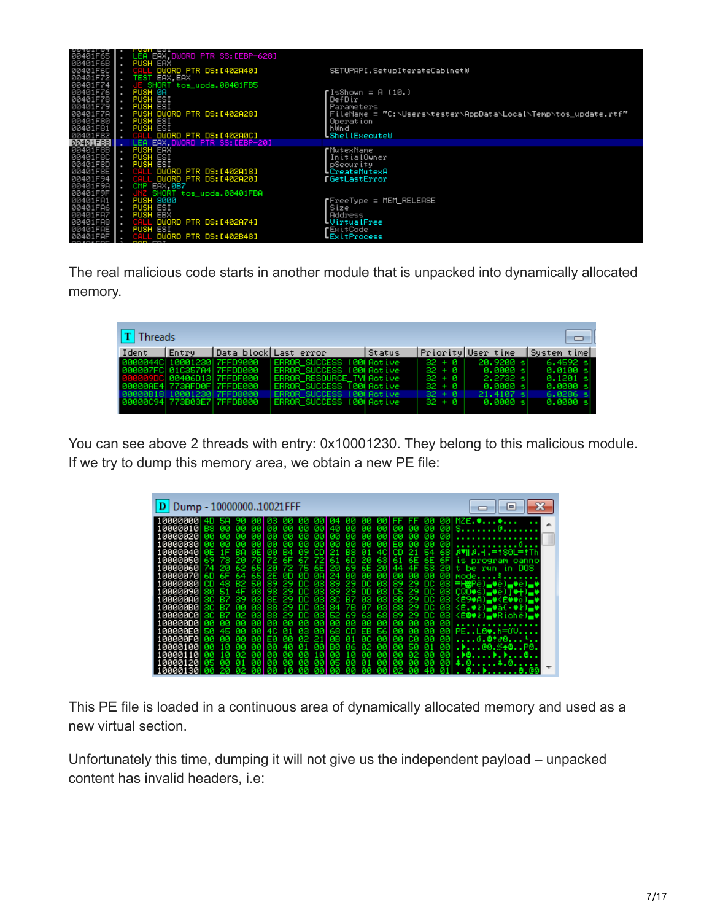The real malicious code starts in another module that is unpacked into dynamically allocated memory.

You can see above 2 threads with entry: 0x10001230. They belong to this malicious module. If we try to dump this memory area, we obtain a new PE file:

This PE file is loaded in a continuous area of dynamically allocated memory and used as a new virtual section.

Unfortunately this time, dumping it will not give us the independent payload – unpacked content has invalid headers, i.e: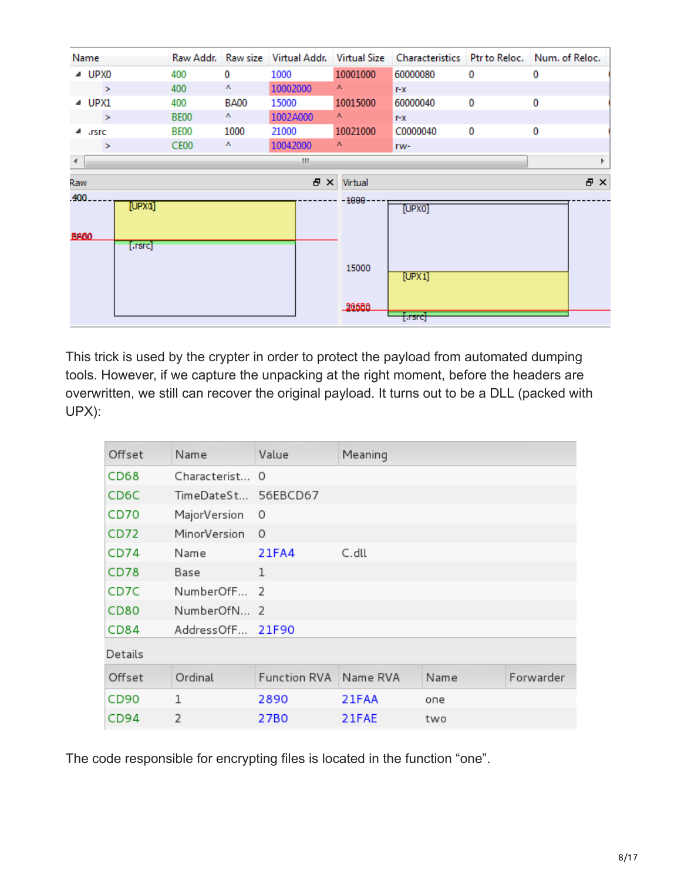| Name | Raw Addr. | Raw size | Virtual Addr. | Virtual Size | Characteristics | Ptr to Reloc. | Num. of Reloc. |
|---|---|---|---|---|---|---|---|
| UPX0 | 400 | 0 | 1000 | 10001000 | 60000080 | 0 | 0 |
| > | 400 | ^ | 10002000 | ^ | r-x | | |
| UPX1 | 400 | BA00 | 15000 | 10015000 | 60000040 | 0 | 0 |
| > | BE00 | ^ | 1002A000 | ^ | r-x | | |
| .rsrc | BE00 | 1000 | 21000 | 10021000 | C0000040 | 0 | 0 |
| > | CE00 | ^ | 10042000 | ^ | rw- | | |

This trick is used by the crypter in order to protect the payload from automated dumping tools. However, if we capture the unpacking at the right moment, before the headers are overwritten, we still can recover the original payload. It turns out to be a DLL (packed with UPX):

| Offset | Name | Value | Meaning |
|---|---|---|---|
| CD68 | Characterist... | 0 | |
| CD6C | TimeDateSt... | 56EBCD67 | |
| CD70 | MajorVersion | 0 | |
| CD72 | MinorVersion | 0 | |
| CD74 | Name | 21FA4 | C.dll |
| CD78 | Base | 1 | |
| CD7C | NumberOfF... | 2 | |
| CD80 | NumberOfN... | 2 | |
| CD84 | AddressOfF... | 21F90 | |

Details

| Offset | Ordinal | Function RVA | Name RVA | Name | Forwarder |
|---|---|---|---|---|---|
| CD90 | 1 | 2890 | 21FAA | one | |
| CD94 | 2 | 27B0 | 21FAE | two | |

The code responsible for encrypting files is located in the function “one”.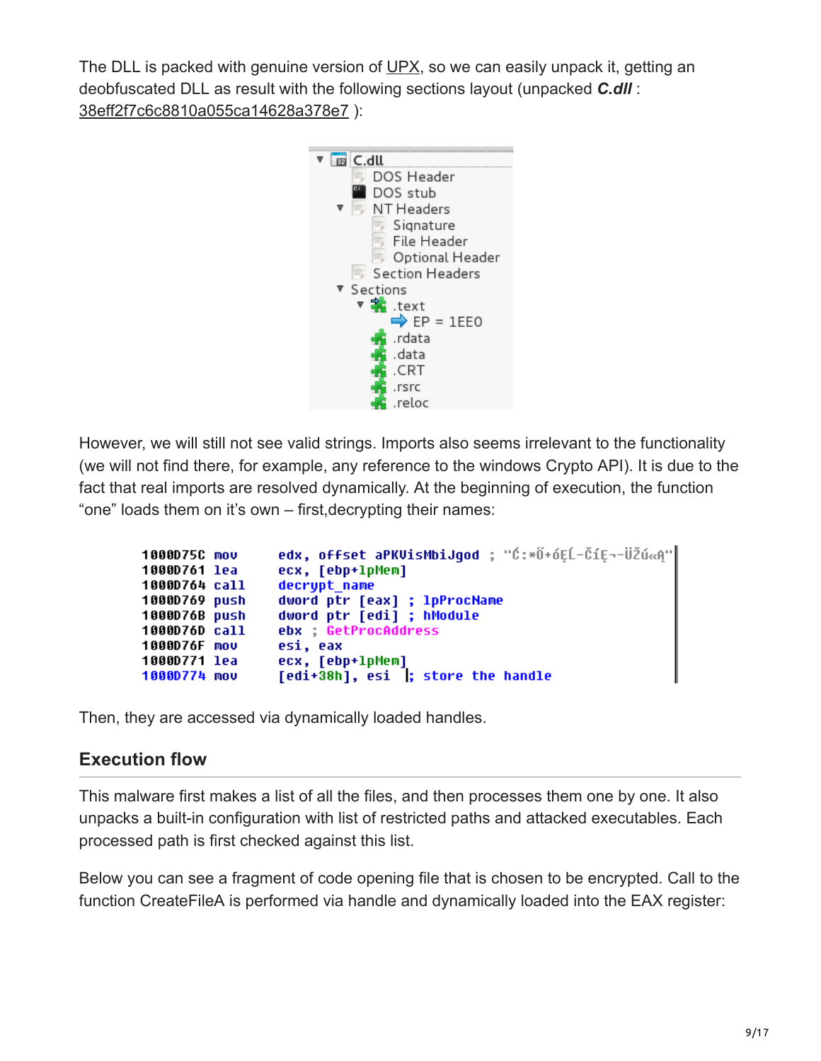The DLL is packed with genuine version of UPX, so we can easily unpack it, getting an deobfuscated DLL as result with the following sections layout (unpacked ***C.dll*** : 38eff2f7c6c8810a055ca14628a378e7 ):

```
C.dll
    DOS Header
    DOS stub
    NT Headers
        Signature
        File Header
        Optional Header
    Section Headers
    Sections
        .text
            EP = 1EE0
        .rdata
        .data
        .CRT
        .rsrc
        .reloc
```

However, we will still not see valid strings. Imports also seems irrelevant to the functionality (we will not find there, for example, any reference to the windows Crypto API). It is due to the fact that real imports are resolved dynamically. At the beginning of execution, the function “one” loads them on it’s own – first,decrypting their names:

```
1000D75C mov     edx, offset aPKUisMbiJgod ; "Ć:*Ő+óĘĹ-ČíĘ¬-ÜŽú«Ą"
1000D761 lea     ecx, [ebp+lpMem]
1000D764 call    decrypt_name
1000D769 push    dword ptr [eax] ; lpProcName
1000D76B push    dword ptr [edi] ; hModule
1000D76D call    ebx ; GetProcAddress
1000D76F mov     esi, eax
1000D771 lea     ecx, [ebp+lpMem]
1000D774 mov     [edi+38h], esi  ; store the handle
```

Then, they are accessed via dynamically loaded handles.

## Execution flow

This malware first makes a list of all the files, and then processes them one by one. It also unpacks a built-in configuration with list of restricted paths and attacked executables. Each processed path is first checked against this list.

Below you can see a fragment of code opening file that is chosen to be encrypted. Call to the function CreateFileA is performed via handle and dynamically loaded into the EAX register: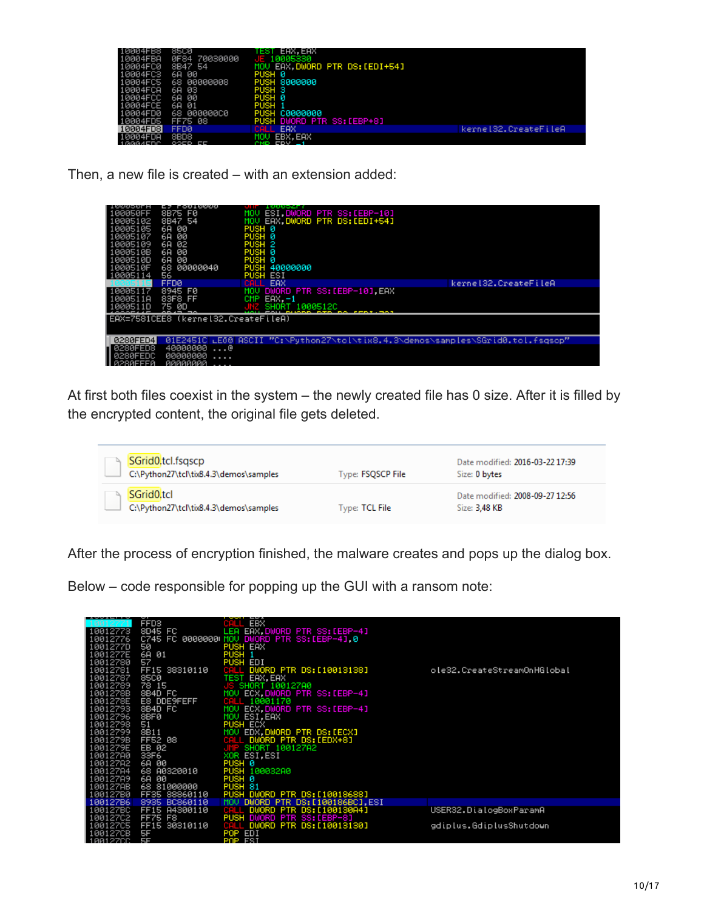```
10004FB8  85C0          TEST EAX,EAX
10004FBA  0F84 70030000 JE 10005330
10004FC0  8B47 54       MOV EAX,DWORD PTR DS:[EDI+54]
10004FC3  6A 00         PUSH 0
10004FC5  68 00000008   PUSH 8000000
10004FCA  6A 03         PUSH 3
10004FCC  6A 00         PUSH 0
10004FCE  6A 01         PUSH 1
10004FD0  68 000000C0   PUSH C0000000
10004FD5  FF75 08       PUSH DWORD PTR SS:[EBP+8]
10004FD8  FFD0          CALL EAX                                   kernel32.CreateFileA
10004FDA  8BD8          MOV EBX,EAX
```

Then, a new file is created – with an extension added:

```
100050FF  8B75 F0       MOV ESI,DWORD PTR SS:[EBP-10]
10005102  8B47 54       MOV EAX,DWORD PTR DS:[EDI+54]
10005105  6A 00         PUSH 0
10005107  6A 00         PUSH 0
10005109  6A 02         PUSH 2
1000510B  6A 00         PUSH 0
1000510D  6A 00         PUSH 0
1000510F  68 00000040   PUSH 40000000
10005114  56            PUSH ESI
10005115  FFD0          CALL EAX                                   kernel32.CreateFileA
10005117  8945 F0       MOV DWORD PTR SS:[EBP-10],EAX
1000511A  83F8 FF       CMP EAX,-1
1000511D  75 0D         JNZ SHORT 1000512C
EAX=7581CEE8 (kernel32.CreateFileA)

0280FED4  01E2451C  LE0 ASCII "C:\Python27\tcl\tix8.4.3\demos\samples\SGrid0.tcl.fsqscp"
0280FED8  40000000  ...@
0280FEDC  00000000  ....
0280FEE0  00000000  ....
```

At first both files coexist in the system – the newly created file has 0 size. After it is filled by the encrypted content, the original file gets deleted.

| Name | Type | Details |
|---|---|---|
| SGrid0.tcl.fsqscp<br>C:\Python27\tcl\tix8.4.3\demos\samples | Type: FSQSCP File | Date modified: 2016-03-22 17:39<br>Size: 0 bytes |
| SGrid0.tcl<br>C:\Python27\tcl\tix8.4.3\demos\samples | Type: TCL File | Date modified: 2008-09-27 12:56<br>Size: 3,48 KB |

After the process of encryption finished, the malware creates and pops up the dialog box.

Below – code responsible for popping up the GUI with a ransom note:

```
10012771  FFD3          CALL EBX
10012773  8D45 FC       LEA EAX,DWORD PTR SS:[EBP-4]
10012776  C745 FC 00000000 MOV DWORD PTR SS:[EBP-4],0
1001277D  50            PUSH EAX
1001277E  6A 01         PUSH 1
10012780  57            PUSH EDI
10012781  FF15 38310110 CALL DWORD PTR DS:[10013138]               ole32.CreateStreamOnHGlobal
10012787  85C0          TEST EAX,EAX
10012789  78 15         JS SHORT 100127A0
1001278B  8B4D FC       MOV ECX,DWORD PTR SS:[EBP-4]
1001278E  E8 DDE9FEFF   CALL 10001170
10012793  8B4D FC       MOV ECX,DWORD PTR SS:[EBP-4]
10012796  8BF0          MOV ESI,EAX
10012798  51            PUSH ECX
10012799  8B11          MOV EDX,DWORD PTR DS:[ECX]
1001279B  FF52 08       CALL DWORD PTR DS:[EDX+8]
1001279E  EB 02         JMP SHORT 100127A2
100127A0  33F6          XOR ESI,ESI
100127A2  6A 00         PUSH 0
100127A4  68 A0320010   PUSH 100032A0
100127A9  6A 00         PUSH 0
100127AB  68 81000000   PUSH 81
100127B0  FF35 88860110 PUSH DWORD PTR DS:[10018688]
100127B6  8935 BC860110 MOV DWORD PTR DS:[100186BC],ESI
100127BC  FF15 A4300110 CALL DWORD PTR DS:[100130A4]               USER32.DialogBoxParamA
100127C2  FF75 F8       PUSH DWORD PTR SS:[EBP-8]
100127C5  FF15 30310110 CALL DWORD PTR DS:[10013130]               gdiplus.GdiplusShutdown
100127CB  5F            POP EDI
100127CC  5E            POP ESI
```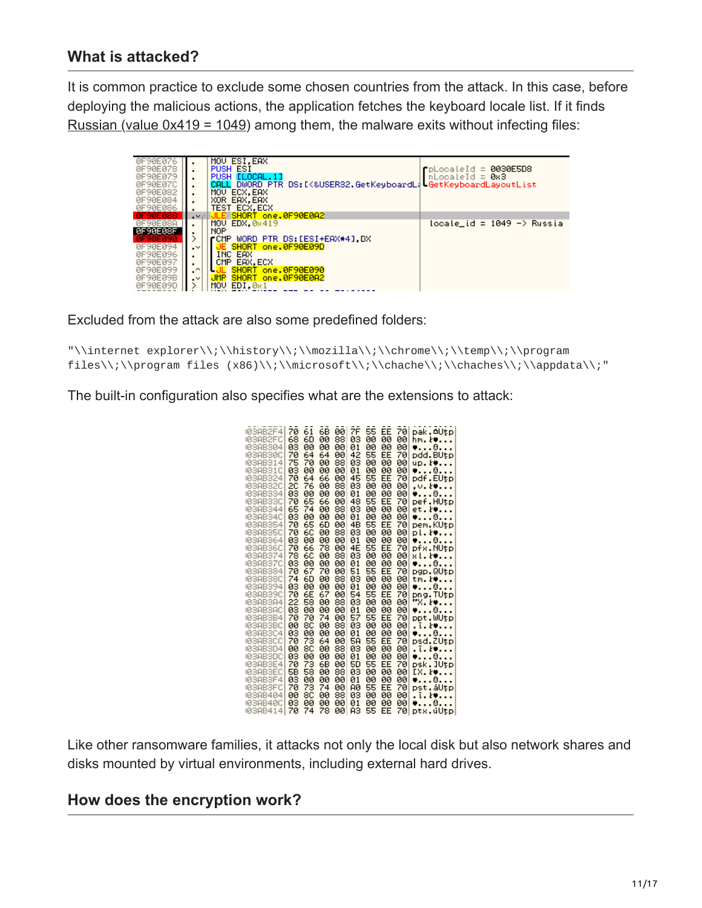## What is attacked?

It is common practice to exclude some chosen countries from the attack. In this case, before deploying the malicious actions, the application fetches the keyboard locale list. If it finds Russian (value 0x419 = 1049) among them, the malware exits without infecting files:

```
0F90E076  MOV ESI,EAX
0F90E078  PUSH ESI                                   pLocaleId = 0030E5D8
0F90E079  PUSH [LOCAL.1]                             nLocaleId = 0x3
0F90E07C  CALL DWORD PTR DS:[<&USER32.GetKeyboardL   GetKeyboardLayoutList
0F90E082  MOV ECX,EAX
0F90E084  XOR EAX,EAX
0F90E086  TEST ECX,ECX
0F90E088  JLE SHORT one.0F90E0A2
0F90E08A  MOV EDX,0x419                              locale_id = 1049 -> Russia
0F90E08F  NOP
0F90E090  CMP WORD PTR DS:[ESI+EAX*4],DX
0F90E094  JE SHORT one.0F90E09D
0F90E096  INC EAX
0F90E097  CMP EAX,ECX
0F90E099  JL SHORT one.0F90E090
0F90E09B  JMP SHORT one.0F90E0A2
0F90E09D  MOV EDI,0x1
```

Excluded from the attack are also some predefined folders:

```
"\\internet explorer\\;\\history\\;\\mozilla\\;\\chrome\\;\\temp\\;\\program
files\\;\\program files (x86)\\;\\microsoft\\;\\chache\\;\\caches\\;\\appdata\\;"
```

The built-in configuration also specifies what are the extensions to attack:

```
03AB2F4  70 61 6B 00 7F 55 EE 70  pak.⌂Utp
03AB2FC  68 6D 00 88 03 00 00 00  hm.ê♥...
03AB304  03 00 00 00 01 00 00 00  ♥...☺...
03AB30C  70 64 64 00 42 55 EE 70  pdd.BUtp
03AB314  75 70 00 88 03 00 00 00  up.ê♥...
03AB31C  03 00 00 00 01 00 00 00  ♥...☺...
03AB324  70 64 66 00 45 55 EE 70  pdf.EUtp
03AB32C  2C 76 00 88 03 00 00 00  ,v.ê♥...
03AB334  03 00 00 00 01 00 00 00  ♥...☺...
03AB33C  70 65 66 00 48 55 EE 70  pef.HUtp
03AB344  65 74 00 88 03 00 00 00  et.ê♥...
03AB34C  03 00 00 00 01 00 00 00  ♥...☺...
03AB354  70 65 6D 00 4B 55 EE 70  pem.KUtp
03AB35C  70 6C 00 88 03 00 00 00  pl.ê♥...
03AB364  03 00 00 00 01 00 00 00  ♥...☺...
03AB36C  70 66 78 00 4E 55 EE 70  pfx.NUtp
03AB374  78 6C 00 88 03 00 00 00  xl.ê♥...
03AB37C  03 00 00 00 01 00 00 00  ♥...☺...
03AB384  70 67 70 00 51 55 EE 70  pgp.QUtp
03AB38C  74 6D 00 88 03 00 00 00  tm.ê♥...
03AB394  03 00 00 00 01 00 00 00  ♥...☺...
03AB39C  70 6E 67 00 54 55 EE 70  png.TUtp
03AB3A4  22 58 00 88 03 00 00 00  "X.ê♥...
03AB3AC  03 00 00 00 01 00 00 00  ♥...☺...
03AB3B4  70 70 74 00 57 55 EE 70  ppt.WUtp
03AB3BC  00 8C 00 88 03 00 00 00  .î.ê♥...
03AB3C4  03 00 00 00 01 00 00 00  ♥...☺...
03AB3CC  70 73 64 00 5A 55 EE 70  psd.ZUtp
03AB3D4  00 8C 00 88 03 00 00 00  .î.ê♥...
03AB3DC  03 00 00 00 01 00 00 00  ♥...☺...
03AB3E4  70 73 6B 00 5D 55 EE 70  psk.]Utp
03AB3EC  5B 58 00 88 03 00 00 00  [X.ê♥...
03AB3F4  03 00 00 00 01 00 00 00  ♥...☺...
03AB3FC  70 73 74 00 A0 55 EE 70  pst.áUtp
03AB404  00 8C 00 88 03 00 00 00  .î.ê♥...
03AB40C  03 00 00 00 01 00 00 00  ♥...☺...
03AB414  70 74 78 00 A3 55 EE 70  ptx.úUtp
```

Like other ransomware families, it attacks not only the local disk but also network shares and disks mounted by virtual environments, including external hard drives.

## How does the encryption work?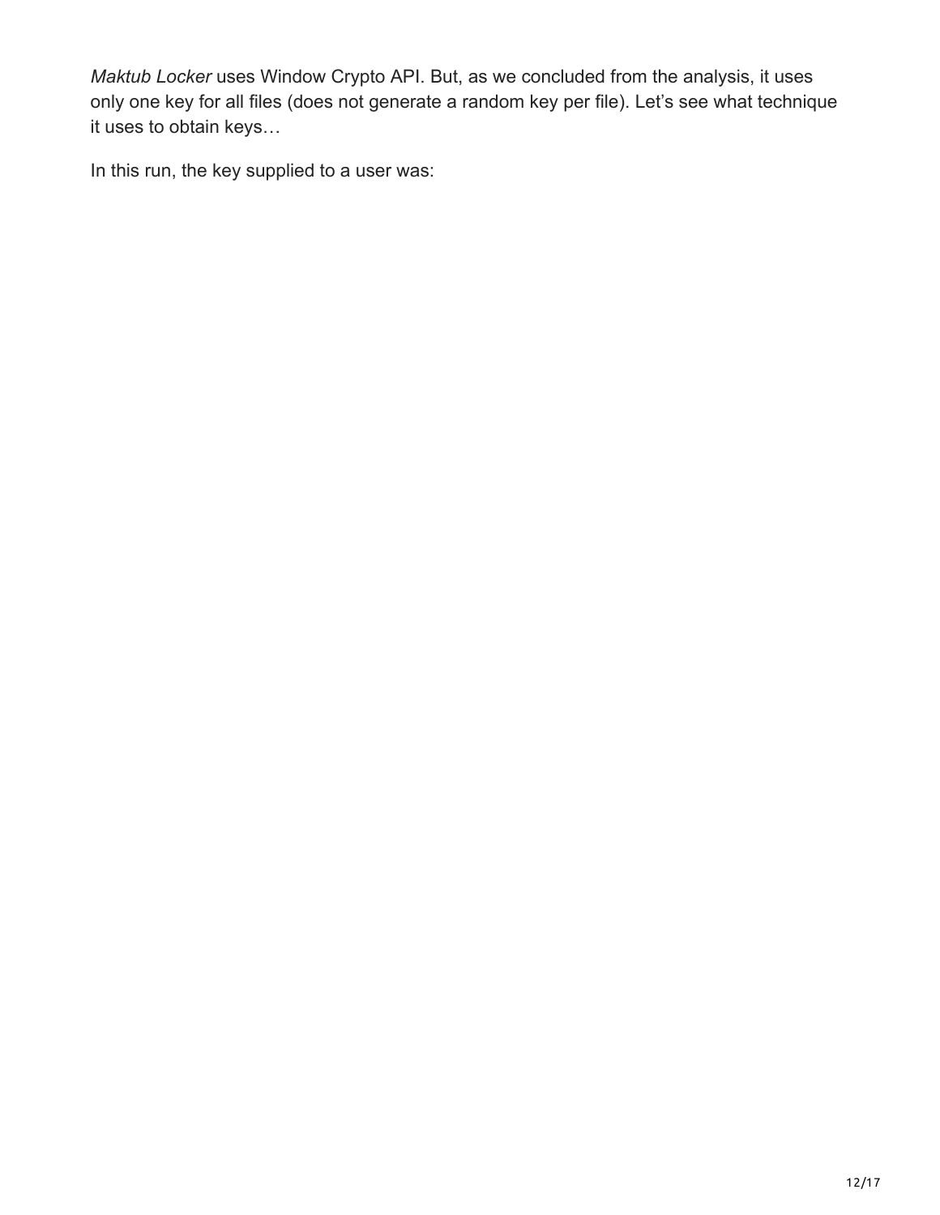*Maktub Locker* uses Window Crypto API. But, as we concluded from the analysis, it uses only one key for all files (does not generate a random key per file). Let's see what technique it uses to obtain keys…

In this run, the key supplied to a user was: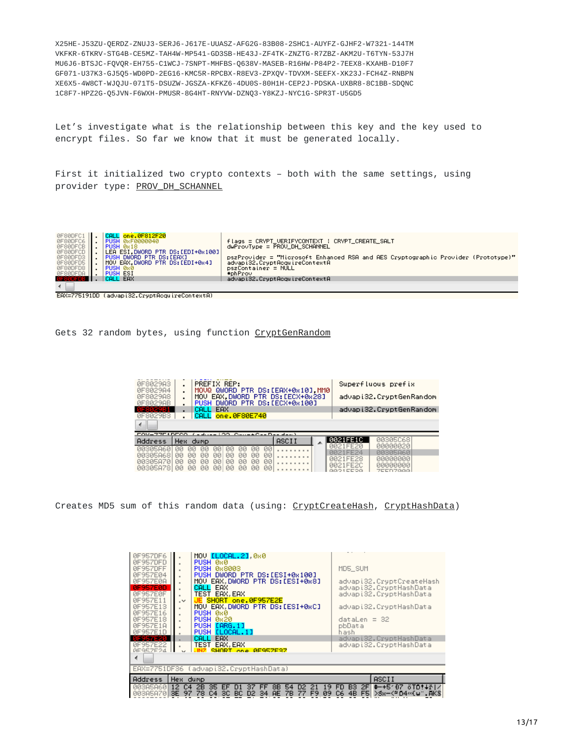```
X25HE-J53ZU-QERDZ-ZNUJ3-SERJ6-J617E-UUASZ-AFG2G-83B08-2SHC1-AUYFZ-GJHF2-W7321-144TM
VKFKR-6TKRV-STG4B-CE5MZ-TAH4W-MP541-GD3SB-HE43J-ZF4TK-ZNZTG-R7ZBZ-AKM2U-T6TYN-53J7H
MU6J6-BTSJC-FQVQR-EH755-C1WCJ-7SNPT-MHFBS-Q638V-MASEB-R16HW-P84P2-7EEX8-KXAHB-D10F7
GF071-U37K3-GJ5Q5-WD0PD-2EG16-KMC5R-RPCBX-R8EV3-ZPXQV-TDVXM-SEEFX-XK23J-FCH4Z-RNBPN
XE6X5-4W8CT-WJQJU-071T5-DSUZW-JGSZA-KFKZ6-4DU0S-80H1H-CEP2J-PDSKA-UXBR8-8C1BB-SDQNC
1C8F7-HPZ2G-Q5JVN-F6WXH-PMUSR-8G4HT-RNYVW-DZNQ3-Y8KZJ-NYC1G-SPR3T-U5GD5
```

Let's investigate what is the relationship between this key and the key used to encrypt files. So far we know that it must be generated locally.

First it initialized two crypto contexts – both with the same settings, using provider type: PROV_DH_SCHANNEL

```
0F80DFC1  CALL one.0F812F20
0F80DFC6  PUSH 0xF0000040                     flags = CRYPT_VERIFYCONTEXT | CRYPT_CREATE_SALT
0F80DFCB  PUSH 0x18                           dwProvType = PROV_DH_SCHANNEL
0F80DFCD  LEA ESI,DWORD PTR DS:[EDI+0x100]
0F80DFD3  PUSH DWORD PTR DS:[EAX]             pszProvider = "Microsoft Enhanced RSA and AES Cryptographic Provider (Prototype)"
0F80DFD5  MOV EAX,DWORD PTR DS:[EDI+0x4]      advapi32.CryptAcquireContextA
0F80DFD8  PUSH 0x0                            pszContainer = NULL
0F80DFDA  PUSH ESI                            *phProv
0F80DFDB  CALL EAX                            advapi32.CryptAcquireContextA

EAX=775191DD (advapi32.CryptAcquireContextA)
```

Gets 32 random bytes, using function CryptGenRandom

```
0F8029A3  PREFIX REP:                         Superfluous prefix
0F8029A4  MOVQ QWORD PTR DS:[EAX+0x10],MM0
0F8029A8  MOV EAX,DWORD PTR DS:[ECX+0x28]     advapi32.CryptGenRandom
0F8029AB  PUSH DWORD PTR DS:[ECX+0x100]
0F8029B1  CALL EAX                            advapi32.CryptGenRandom
0F8029B3  CALL one.0F80E740

Address   Hex dump                  ASCII
00305A60  00 00 00 00 00 00 00 00   ........
00305A68  00 00 00 00 00 00 00 00   ........
00305A70  00 00 00 00 00 00 00 00   ........
00305A78  00 00 00 00 00 00 00 00   ........

0021FE1C  00305C68
0021FE20  00000020
0021FE24  00305A60
0021FE28  00000000
0021FE2C  00000000
```

Creates MD5 sum of this random data (using: CryptCreateHash, CryptHashData)

```
0F957DF6  MOV [LOCAL.2],0x0
0F957DFD  PUSH 0x0
0F957DFF  PUSH 0x8003                         MD5_SUM
0F957E04  PUSH DWORD PTR DS:[ESI+0x100]
0F957E0A  MOV EAX,DWORD PTR DS:[ESI+0x8]      advapi32.CryptCreateHash
0F957E0D  CALL EAX                            advapi32.CryptHashData
0F957E0F  TEST EAX,EAX                        advapi32.CryptHashData
0F957E11  JE SHORT one.0F957E2E
0F957E13  MOV EAX,DWORD PTR DS:[ESI+0xC]      advapi32.CryptHashData
0F957E16  PUSH 0x0
0F957E18  PUSH 0x20                           dataLen = 32
0F957E1A  PUSH [ARG.1]                        pbData
0F957E1D  PUSH [LOCAL.1]                      hash
0F957E20  CALL EAX                            advapi32.CryptHashData
0F957E22  TEST EAX,EAX                        advapi32.CryptHashData
0F957E24  JNZ SHORT one.0F957E37

EAX=7751DF36 (advapi32.CryptHashData)

Address   Hex dump                                          ASCII
003A5A60  12 C4 2B 35 EF D1 37 FF 8B 54 D2 21 19 FD B3 2F
003A5A70  3E 97 78 C4 3C BC D2 34 AE 7B 77 F9 09 C6 4B F5
```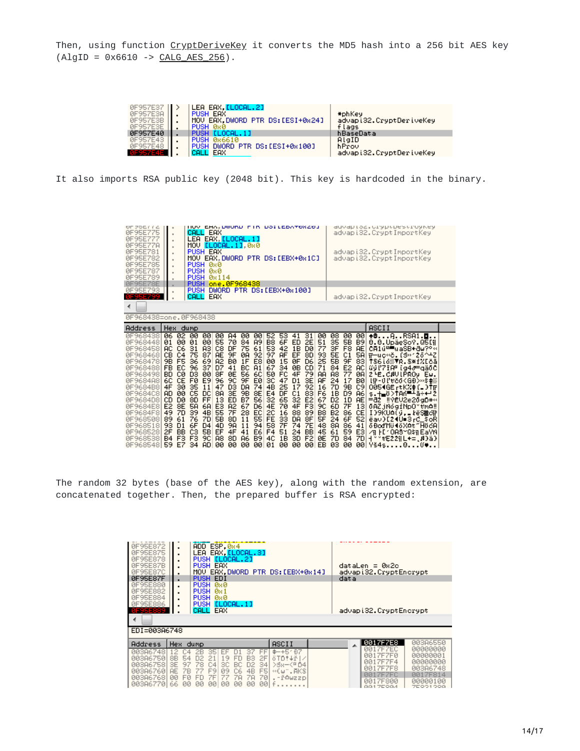Then, using function CryptDeriveKey it converts the MD5 hash into a 256 bit AES key (AlgID = 0x6610 -> CALG_AES_256).

```
0F957E37  LEA EAX,[LOCAL.2]
0F957E3A  PUSH EAX                              *phKey
0F957E3B  MOV EAX,DWORD PTR DS:[ESI+0x24]       advapi32.CryptDeriveKey
0F957E3E  PUSH 0x0                              flags
0F957E40  PUSH [LOCAL.1]                        hBaseData
0F957E43  PUSH 0x6610                           AlgID
0F957E48  PUSH DWORD PTR DS:[ESI+0x100]         hProv
0F957E4E  CALL EAX                              advapi32.CryptDeriveKey
```

It also imports RSA public key (2048 bit). This key is hardcoded in the binary.

```
0F95E775  CALL EAX                              advapi32.CryptImportKey
0F95E777  LEA EAX,[LOCAL.1]
0F95E77A  MOV [LOCAL.1],0x0
0F95E781  PUSH EAX                              advapi32.CryptImportKey
0F95E782  MOV EAX,DWORD PTR DS:[EBX+0x1C]       advapi32.CryptImportKey
0F95E785  PUSH 0x0
0F95E787  PUSH 0x0
0F95E789  PUSH 0x114
0F95E78E  PUSH one.0F968438
0F95E793  PUSH DWORD PTR DS:[EBX+0x100]
0F95E799  CALL EAX                              advapi32.CryptImportKey

0F968438=one.0F968438

Address   Hex dump
0F968438  06 02 00 00 00 A4 00 00 52 53 41 31 00 08 00 00
0F968448  01 00 01 00 55 70 84 A9 B8 6F ED 2E 51 35 5B B9
0F968458  AC C6 31 A3 C8 DF 75 61 53 42 1B D0 77 3F F8 AE
0F968468  CB C4 75 87 AE 9F 0A 92 97 AF EF 8D 93 5E C1 5A
0F968478  9B F5 36 69 A2 B0 1F E8 00 15 0F D6 25 5B 9F 83
0F968488  FB EC 96 37 D7 41 BC A1 67 34 0B CD 71 84 E2 AC
0F968498  BD C0 D3 00 8F 0E 56 6C 50 FC 4F 79 AA A8 77 0A
0F9684A8  6C CE F0 E9 96 9C 9F E0 3C 47 D1 3E AF 24 17 B0
0F9684B8  4F 30 35 11 47 D3 DA 74 4B 25 17 92 16 7D 9B C9
0F9684C8  AD 00 C5 DC 8A 3E 9B 8E E4 DF C1 83 F6 1B D9 A6
0F9684D8  CD D0 8D FF 13 ED B7 56 32 65 32 E2 67 D2 1D AE
0F9684E8  E2 8E 5A 6A E3 A2 67 D6 4E 70 4F F3 9C 6D 7F 13
0F9684F8  49 7D 39 4B 55 7F 28 EC 2C 16 88 89 B8 B2 86 CE
0F968508  89 61 76 7D 5B 8D 11 55 FE 33 DA 8F 5F 24 6F 52
0F968518  93 D1 6F D4 4D 9A 11 94 58 7F 74 7E 48 8A 86 41
0F968528  2F BB C3 5B EF 4F 41 E6 F4 51 24 BB 45 61 59 E3
0F968538  B4 F3 F3 9C A8 8D A6 B9 4C 1B 3D F2 0E 7D 84 7D
0F968548  59 E7 34 AD 00 00 00 00 01 00 00 00 EB 03 00 00
```

The random 32 bytes (base of the AES key), along with the random extension, are concatenated together. Then, the prepared buffer is RSA encrypted:

```
0F95E872  ADD ESP,0x4
0F95E875  LEA EAX,[LOCAL.3]
0F95E878  PUSH [LOCAL.2]                        dataLen = 0x2c
0F95E87B  PUSH EAX
0F95E87C  MOV EAX,DWORD PTR DS:[EBX+0x14]       advapi32.CryptEncrypt
0F95E87F  PUSH EDI                              data
0F95E880  PUSH 0x0
0F95E882  PUSH 0x1
0F95E884  PUSH 0x0
0F95E886  PUSH [LOCAL.1]
0F95E889  CALL EAX                              advapi32.CryptEncrypt

EDI=003A6748

Address   Hex dump
003A6748  12 C4 2B 35 EF D1 37 FF
003A6750  8B 54 D2 21 19 FD B3 2F
003A6758  3E 97 78 C4 3C BC D2 34
003A6760  AE 7B 77 F9 09 C6 4B F5
003A6768  00 F0 FD 7F 77 7A 7A 70
003A6770  66 00 00 00 00 00 00 00

0017F7E8  003A6550
0017F7EC  00000000
0017F7F0  00000001
0017F7F4  00000000
0017F7F8  003A6748
0017F7FC  0017F814
0017F800  00000100
```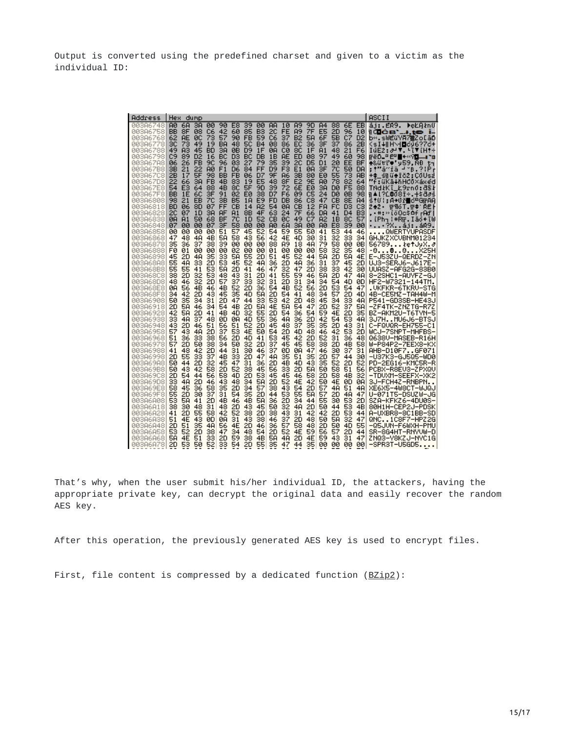Output is converted using the predefined charset and given to a victim as the individual ID:

```
Address   Hex dump                                         ASCII
003A6748  A0 6A 3A 00 90 E8 39 00 AA 10 A9 9D A4 88 6E EB  .j:...9.......n.
003A6758  BB 8F 08 C6 42 60 85 B3 2C FE A9 7F E5 2D 96 10  ....B`..,....-..
003A6768  62 AE 0C 73 57 90 FB 59 C6 37 B2 5A 6F 5B C7 D2  b..sW..Y.7.Zo[..
003A6778  3C 73 49 19 BA 48 5C B4 08 86 EC 36 3F 37 86 2B  <sI..H\....6?7.+
003A6788  49 A3 45 BD 3A 0B D9 1F 0A C0 8C 1F A1 48 21 F6  I.E.:........H!.
003A6798  C9 89 D2 16 BC D3 BC DB 1B AE ED 08 97 49 60 98  .............I`.
003A67A8  06 26 FB 9C 96 03 27 79 35 39 2C D5 D1 20 EE BF  .&....'y59,.. ..
003A67B8  3B 21 22 A0 F1 D6 84 FF D9 F3 E1 0A 3F 7C 50 DA  ;!".........?|P.
003A67C8  2B 17 5F 98 BB FB 06 D7 9F A6 3B 80 E0 55 73 AB  +._.......;..Us.
003A67D8  22 66 3A FB 4B 83 19 E5 48 8F E2 9E A0 78 82 64  "f:.K...H....x.d
003A67E8  54 E3 64 88 4B 8C 5F 9D 39 72 6E E0 3A D0 F5 88  T.d.K._.9rn.:...
003A67F8  BB 1E 6C 3F 91 02 E0 38 D7 F6 09 C5 24 D0 0B 98  ..l?...8....$...
003A6808  98 21 EB 7C 3B B5 1A E9 FD DB 86 C8 47 CB 8E A4  .!.|;.......G...
003A6818  BD 06 8D 07 FF CB 14 A2 54 0A CB 12 FA FC D3 C3  ........T.......
003A6828  2C 07 1D 3A AF A1 8B 4F 63 24 7F 66 DA 41 D4 B3  ,..:...Oc$.f.A..
003A6838  0A A1 50 68 BF 7C 1D 52 CB 0C 49 C7 A2 1B 8C 57  ..Ph.|.R..I....W
003A6848  07 00 00 07 3F 58 00 00 A0 6A 3A 00 A0 E8 39 00  ....?X...j:...9.
003A6858  00 00 00 00 51 57 45 52 54 59 55 50 41 53 44 46  ....QWERTYUPASDF
003A6868  47 48 4A 4B 5A 58 43 56 42 4E 4D 30 31 32 33 34  GHJKZXCVBNM01234
003A6878  35 36 37 38 39 00 00 00 88 A9 18 4A 79 58 00 0B  56789......JyX..
003A6888  F0 01 00 00 00 02 00 00 01 00 00 00 58 32 35 48  ............X25H
003A6898  45 2D 4A 35 33 5A 55 2D 51 45 52 44 5A 2D 5A 4E  E-J53ZU-QERDZ-ZN
003A68A8  55 4A 33 2D 53 45 52 4A 36 2D 4A 36 31 37 45 2D  UJ3-SERJ6-J617E-
003A68B8  55 55 41 53 5A 2D 41 46 47 32 47 2D 38 33 42 30  UUASZ-AFG2G-83B0
003A68C8  38 2D 32 53 48 43 31 2D 41 55 59 46 5A 2D 47 4A  8-2SHC1-AUYFZ-GJ
003A68D8  48 46 32 2D 57 37 33 32 31 2D 31 34 34 54 4D 0D  HF2-W7321-144TM.
003A68E8  0A 56 4B 46 4B 52 2D 36 54 4B 52 56 2D 53 54 47  .VKFKR-6TKRV-STG
003A68F8  34 42 2D 43 45 35 4D 5A 2D 54 41 48 34 57 2D 4D  4B-CE5MZ-TAH4W-M
003A6908  50 35 34 31 2D 47 44 33 53 42 2D 48 45 34 33 4A  P541-GD3SB-HE43J
003A6918  2D 5A 46 34 54 4B 2D 5A 4E 5A 54 47 2D 52 37 5A  -ZF4TK-ZNZTG-R7Z
003A6928  42 5A 2D 41 4B 4D 32 55 2D 54 36 54 59 4E 2D 35  BZ-AKM2U-T6TYN-5
003A6938  33 4A 37 48 0D 0A 4D 55 36 4A 36 2D 42 54 53 4A  3J7H..MU6J6-BTSJ
003A6948  43 2D 46 51 56 51 52 2D 45 48 37 35 35 2D 43 31  C-FQVQR-EH755-C1
003A6958  57 43 4A 2D 37 53 4E 50 54 2D 4D 48 46 42 53 2D  WCJ-7SNPT-MHFBS-
003A6968  51 36 33 38 56 2D 4D 41 53 45 42 2D 52 31 36 48  Q638V-MASEB-R16H
003A6978  57 2D 50 38 34 50 32 2D 37 45 45 58 38 2D 4B 58  W-P84P2-7EEX8-KX
003A6988  41 48 42 2D 44 31 30 46 37 0D 0A 47 46 30 37 31  AHB-D10F7..GF071
003A6998  2D 55 33 37 4B 33 2D 47 4A 35 51 35 2D 57 44 30  -U37K3-GJ5Q5-WD0
003A69A8  50 44 2D 32 45 47 31 36 2D 4B 4D 43 35 52 2D 52  PD-2EG16-KMC5R-R
003A69B8  50 43 42 58 2D 52 38 45 56 33 2D 5A 50 58 51 56  PCBX-R8EV3-ZPXQV
003A69C8  2D 54 44 56 58 4D 2D 53 45 45 46 58 2D 58 4B 32  -TDVXM-SEEFX-XK2
003A69D8  33 4A 2D 46 43 48 34 5A 2D 52 4E 42 50 4E 0D 0A  3J-FCH4Z-RNBPN..
003A69E8  58 45 36 58 35 2D 34 57 38 43 54 2D 57 4A 51 4A  XE6X5-4W8CT-WJQJ
003A69F8  55 2D 30 37 31 54 35 2D 44 53 55 5A 57 2D 4A 47  U-071T5-DSUZW-JG
003A6A08  53 5A 41 2D 4B 46 4B 5A 36 2D 34 44 55 30 53 2D  SZA-KFKZ6-4DU0S-
003A6A18  38 30 48 31 48 2D 43 45 50 32 4A 2D 50 44 53 4B  80H1H-CEP2J-PDSK
003A6A28  41 2D 55 58 42 52 38 2D 38 43 31 42 42 2D 53 44  A-UXBR8-8C1BB-SD
003A6A38  51 4E 43 0D 0A 31 43 38 46 37 2D 48 50 5A 32 47  QNC..1C8F7-HPZ2G
003A6A48  2D 51 35 4A 56 4E 2D 46 36 57 58 48 2D 50 4D 55  -Q5JVN-F6WXH-PMU
003A6A58  53 52 2D 38 47 34 48 54 2D 52 4E 59 56 57 2D 44  SR-8G4HT-RNYVW-D
003A6A68  5A 4E 51 33 2D 59 38 4B 5A 4A 2D 4E 59 43 31 47  ZNQ3-Y8KZJ-NYC1G
003A6A78  2D 53 50 52 33 54 2D 55 35 47 44 35 00 00 00 00  -SPR3T-U5GD5....
```

That's why, when the user submit his/her individual ID, the attackers, having the appropriate private key, can decrypt the original data and easily recover the random AES key.

After this operation, the previously generated AES key is used to encrypt files.

First, file content is compressed by a dedicated function (BZip2):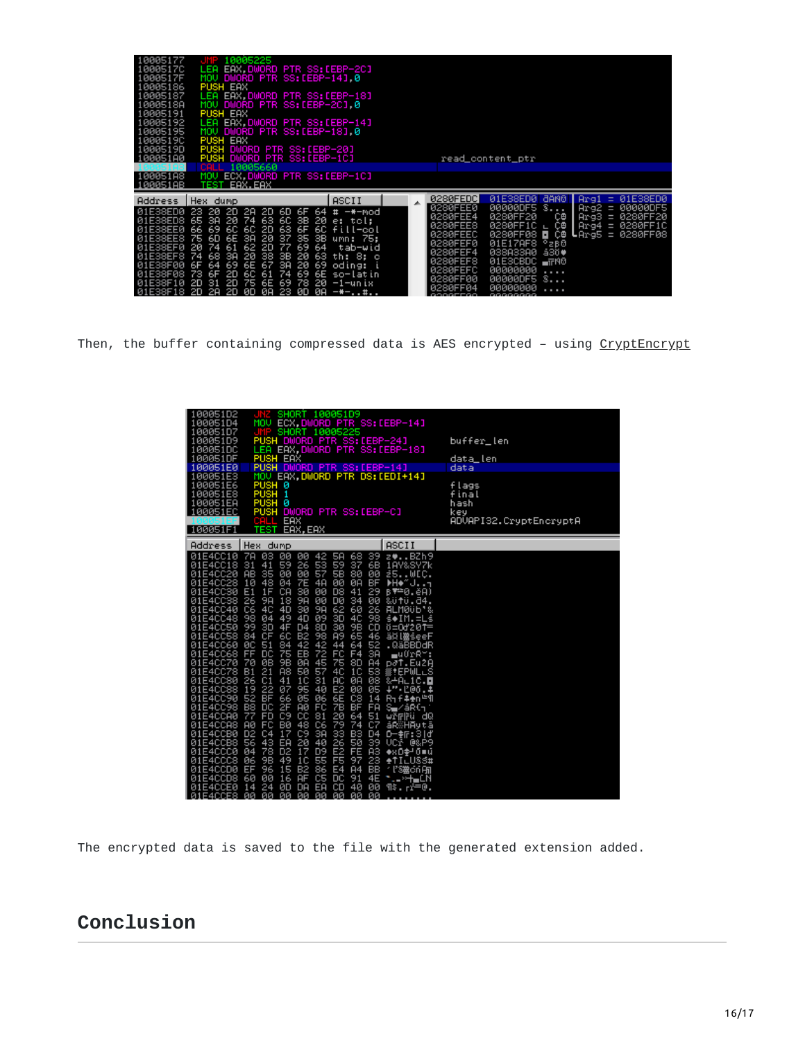Then, the buffer containing compressed data is AES encrypted – using CryptEncrypt

The encrypted data is saved to the file with the generated extension added.

## Conclusion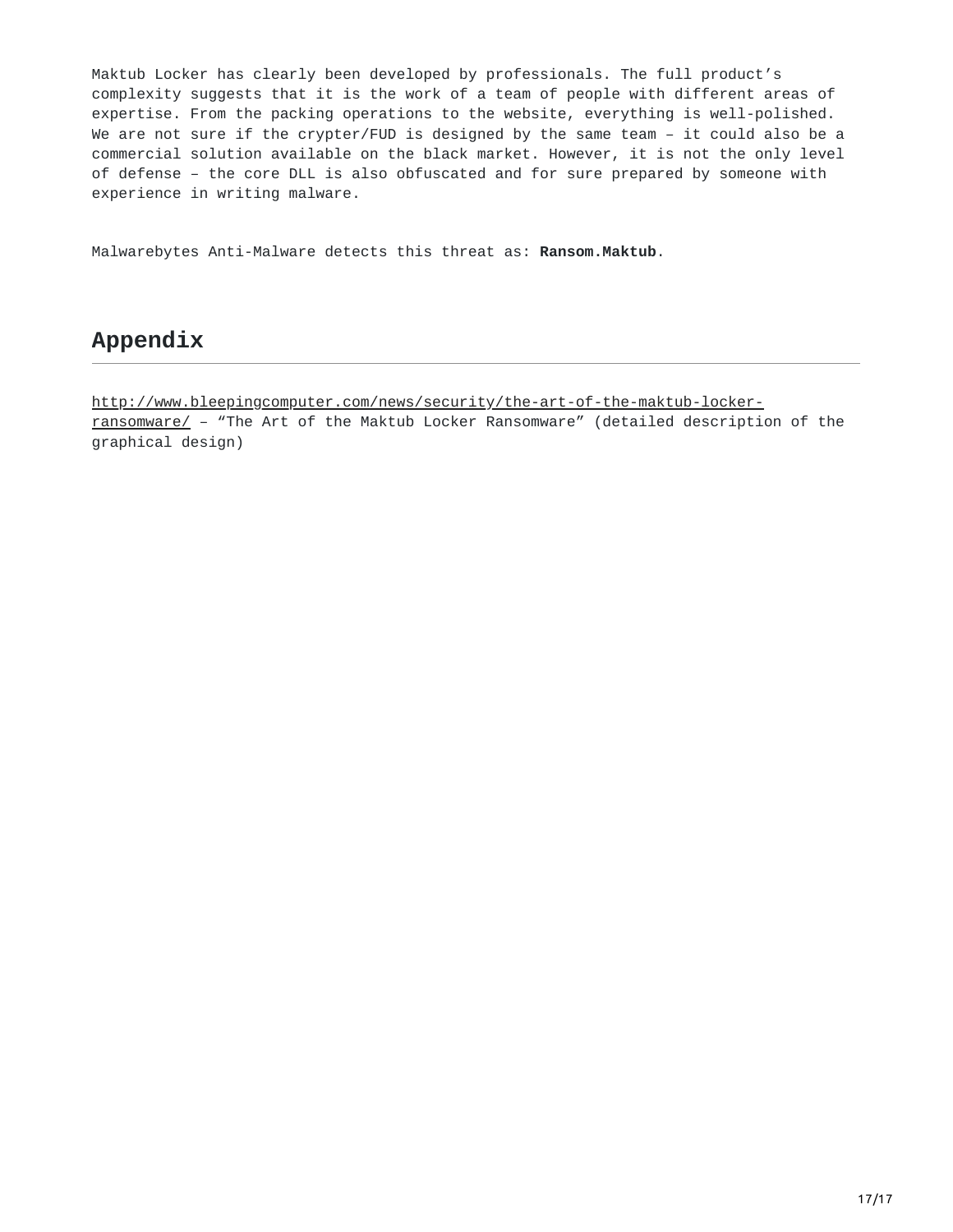Maktub Locker has clearly been developed by professionals. The full product's complexity suggests that it is the work of a team of people with different areas of expertise. From the packing operations to the website, everything is well-polished. We are not sure if the crypter/FUD is designed by the same team – it could also be a commercial solution available on the black market. However, it is not the only level of defense – the core DLL is also obfuscated and for sure prepared by someone with experience in writing malware.

Malwarebytes Anti-Malware detects this threat as: **Ransom.Maktub**.

## Appendix

http://www.bleepingcomputer.com/news/security/the-art-of-the-maktub-locker-ransomware/ – "The Art of the Maktub Locker Ransomware" (detailed description of the graphical design)